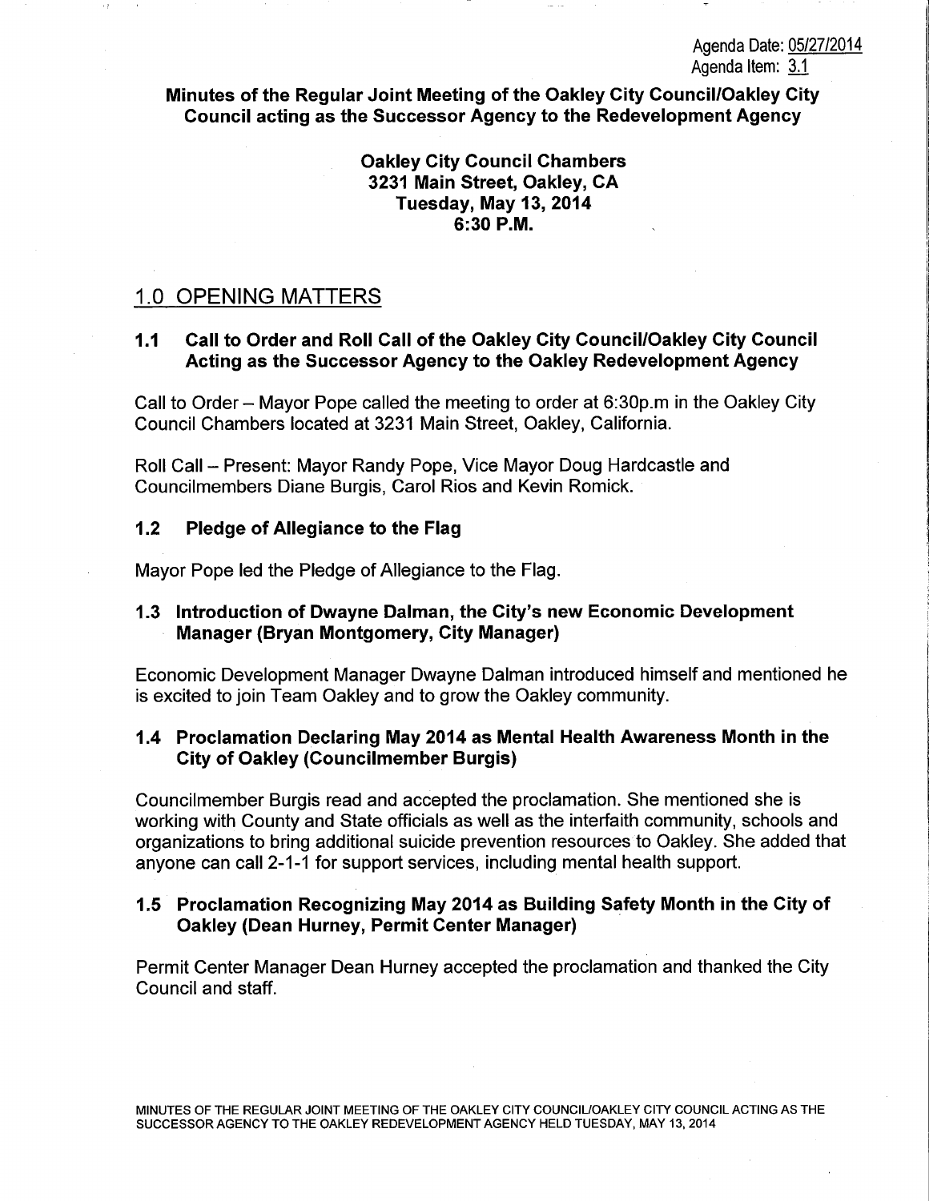Agenda Date: 05/27/2014
Agenda Item: 3.1

**Minutes of the Regular Joint Meeting of the Oakley City Council/Oakley City Council acting as the Successor Agency to the Redevelopment Agency**

**Oakley City Council Chambers**
**3231 Main Street, Oakley, CA**
**Tuesday, May 13, 2014**
**6:30 P.M.**

## 1.0 OPENING MATTERS

### 1.1 Call to Order and Roll Call of the Oakley City Council/Oakley City Council Acting as the Successor Agency to the Oakley Redevelopment Agency

Call to Order – Mayor Pope called the meeting to order at 6:30p.m in the Oakley City Council Chambers located at 3231 Main Street, Oakley, California.

Roll Call – Present: Mayor Randy Pope, Vice Mayor Doug Hardcastle and Councilmembers Diane Burgis, Carol Rios and Kevin Romick.

### 1.2 Pledge of Allegiance to the Flag

Mayor Pope led the Pledge of Allegiance to the Flag.

### 1.3 Introduction of Dwayne Dalman, the City's new Economic Development Manager (Bryan Montgomery, City Manager)

Economic Development Manager Dwayne Dalman introduced himself and mentioned he is excited to join Team Oakley and to grow the Oakley community.

### 1.4 Proclamation Declaring May 2014 as Mental Health Awareness Month in the City of Oakley (Councilmember Burgis)

Councilmember Burgis read and accepted the proclamation. She mentioned she is working with County and State officials as well as the interfaith community, schools and organizations to bring additional suicide prevention resources to Oakley. She added that anyone can call 2-1-1 for support services, including mental health support.

### 1.5 Proclamation Recognizing May 2014 as Building Safety Month in the City of Oakley (Dean Hurney, Permit Center Manager)

Permit Center Manager Dean Hurney accepted the proclamation and thanked the City Council and staff.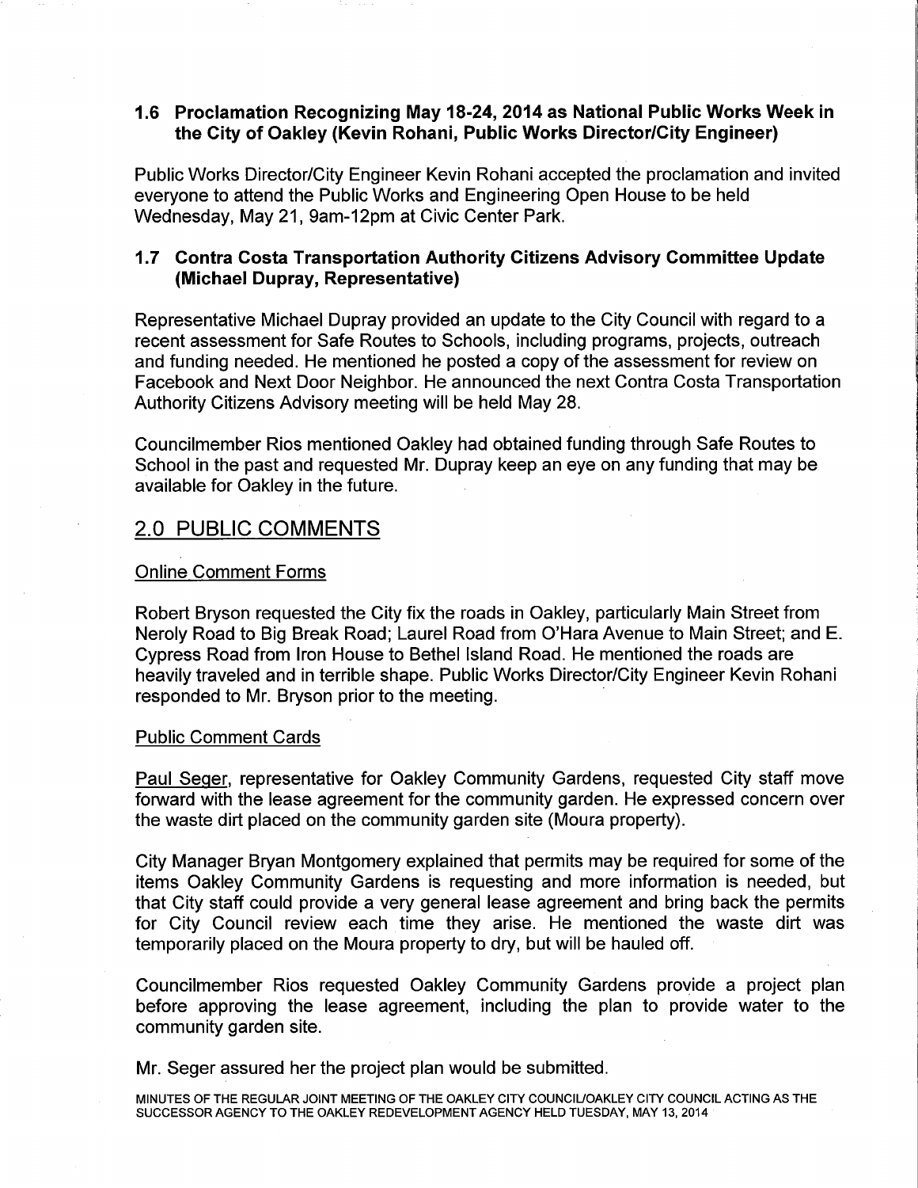### 1.6 Proclamation Recognizing May 18-24, 2014 as National Public Works Week in the City of Oakley (Kevin Rohani, Public Works Director/City Engineer)

Public Works Director/City Engineer Kevin Rohani accepted the proclamation and invited everyone to attend the Public Works and Engineering Open House to be held Wednesday, May 21, 9am-12pm at Civic Center Park.

### 1.7 Contra Costa Transportation Authority Citizens Advisory Committee Update (Michael Dupray, Representative)

Representative Michael Dupray provided an update to the City Council with regard to a recent assessment for Safe Routes to Schools, including programs, projects, outreach and funding needed. He mentioned he posted a copy of the assessment for review on Facebook and Next Door Neighbor. He announced the next Contra Costa Transportation Authority Citizens Advisory meeting will be held May 28.

Councilmember Rios mentioned Oakley had obtained funding through Safe Routes to School in the past and requested Mr. Dupray keep an eye on any funding that may be available for Oakley in the future.

## 2.0 PUBLIC COMMENTS

Online Comment Forms

Robert Bryson requested the City fix the roads in Oakley, particularly Main Street from Neroly Road to Big Break Road; Laurel Road from O'Hara Avenue to Main Street; and E. Cypress Road from Iron House to Bethel Island Road. He mentioned the roads are heavily traveled and in terrible shape. Public Works Director/City Engineer Kevin Rohani responded to Mr. Bryson prior to the meeting.

Public Comment Cards

Paul Seger, representative for Oakley Community Gardens, requested City staff move forward with the lease agreement for the community garden. He expressed concern over the waste dirt placed on the community garden site (Moura property).

City Manager Bryan Montgomery explained that permits may be required for some of the items Oakley Community Gardens is requesting and more information is needed, but that City staff could provide a very general lease agreement and bring back the permits for City Council review each time they arise. He mentioned the waste dirt was temporarily placed on the Moura property to dry, but will be hauled off.

Councilmember Rios requested Oakley Community Gardens provide a project plan before approving the lease agreement, including the plan to provide water to the community garden site.

Mr. Seger assured her the project plan would be submitted.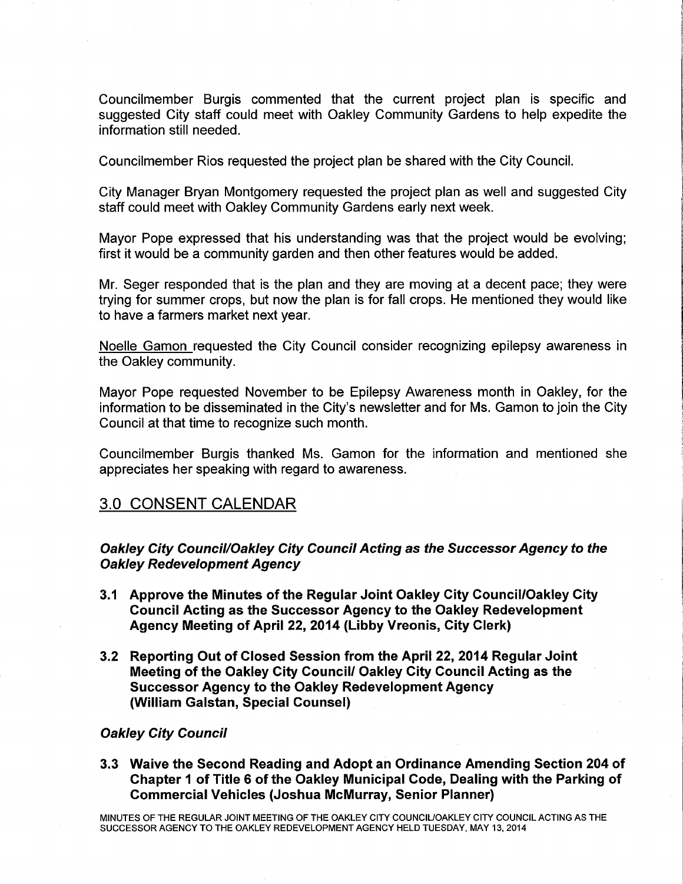Councilmember Burgis commented that the current project plan is specific and suggested City staff could meet with Oakley Community Gardens to help expedite the information still needed.

Councilmember Rios requested the project plan be shared with the City Council.

City Manager Bryan Montgomery requested the project plan as well and suggested City staff could meet with Oakley Community Gardens early next week.

Mayor Pope expressed that his understanding was that the project would be evolving; first it would be a community garden and then other features would be added.

Mr. Seger responded that is the plan and they are moving at a decent pace; they were trying for summer crops, but now the plan is for fall crops. He mentioned they would like to have a farmers market next year.

Noelle Gamon requested the City Council consider recognizing epilepsy awareness in the Oakley community.

Mayor Pope requested November to be Epilepsy Awareness month in Oakley, for the information to be disseminated in the City's newsletter and for Ms. Gamon to join the City Council at that time to recognize such month.

Councilmember Burgis thanked Ms. Gamon for the information and mentioned she appreciates her speaking with regard to awareness.

## 3.0 CONSENT CALENDAR

### *Oakley City Council/Oakley City Council Acting as the Successor Agency to the Oakley Redevelopment Agency*

**3.1 Approve the Minutes of the Regular Joint Oakley City Council/Oakley City Council Acting as the Successor Agency to the Oakley Redevelopment Agency Meeting of April 22, 2014 (Libby Vreonis, City Clerk)**

**3.2 Reporting Out of Closed Session from the April 22, 2014 Regular Joint Meeting of the Oakley City Council/ Oakley City Council Acting as the Successor Agency to the Oakley Redevelopment Agency (William Galstan, Special Counsel)**

### *Oakley City Council*

**3.3 Waive the Second Reading and Adopt an Ordinance Amending Section 204 of Chapter 1 of Title 6 of the Oakley Municipal Code, Dealing with the Parking of Commercial Vehicles (Joshua McMurray, Senior Planner)**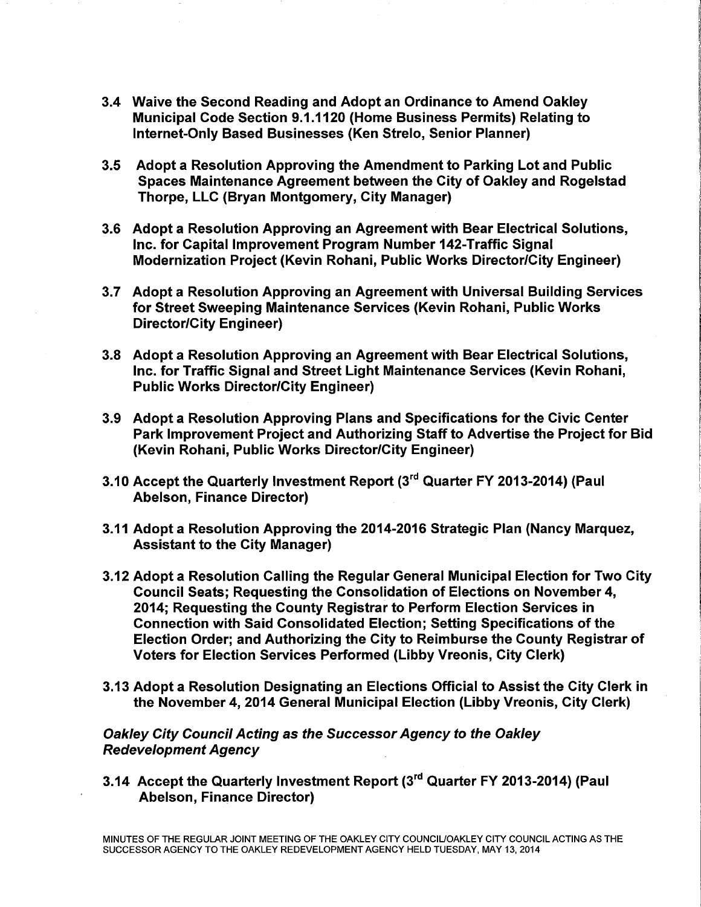**3.4 Waive the Second Reading and Adopt an Ordinance to Amend Oakley Municipal Code Section 9.1.1120 (Home Business Permits) Relating to Internet-Only Based Businesses (Ken Strelo, Senior Planner)**

**3.5 Adopt a Resolution Approving the Amendment to Parking Lot and Public Spaces Maintenance Agreement between the City of Oakley and Rogelstad Thorpe, LLC (Bryan Montgomery, City Manager)**

**3.6 Adopt a Resolution Approving an Agreement with Bear Electrical Solutions, Inc. for Capital Improvement Program Number 142-Traffic Signal Modernization Project (Kevin Rohani, Public Works Director/City Engineer)**

**3.7 Adopt a Resolution Approving an Agreement with Universal Building Services for Street Sweeping Maintenance Services (Kevin Rohani, Public Works Director/City Engineer)**

**3.8 Adopt a Resolution Approving an Agreement with Bear Electrical Solutions, Inc. for Traffic Signal and Street Light Maintenance Services (Kevin Rohani, Public Works Director/City Engineer)**

**3.9 Adopt a Resolution Approving Plans and Specifications for the Civic Center Park Improvement Project and Authorizing Staff to Advertise the Project for Bid (Kevin Rohani, Public Works Director/City Engineer)**

**3.10 Accept the Quarterly Investment Report (3rd Quarter FY 2013-2014) (Paul Abelson, Finance Director)**

**3.11 Adopt a Resolution Approving the 2014-2016 Strategic Plan (Nancy Marquez, Assistant to the City Manager)**

**3.12 Adopt a Resolution Calling the Regular General Municipal Election for Two City Council Seats; Requesting the Consolidation of Elections on November 4, 2014; Requesting the County Registrar to Perform Election Services in Connection with Said Consolidated Election; Setting Specifications of the Election Order; and Authorizing the City to Reimburse the County Registrar of Voters for Election Services Performed (Libby Vreonis, City Clerk)**

**3.13 Adopt a Resolution Designating an Elections Official to Assist the City Clerk in the November 4, 2014 General Municipal Election (Libby Vreonis, City Clerk)**

***Oakley City Council Acting as the Successor Agency to the Oakley Redevelopment Agency***

**3.14 Accept the Quarterly Investment Report (3rd Quarter FY 2013-2014) (Paul Abelson, Finance Director)**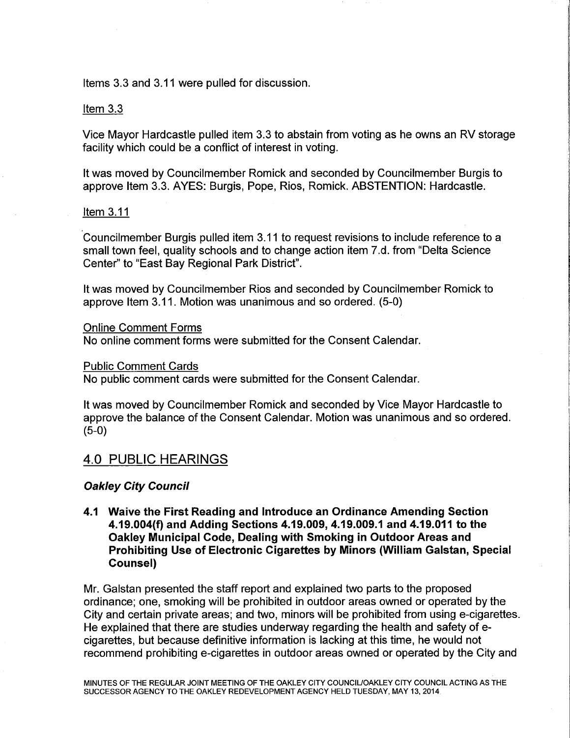Items 3.3 and 3.11 were pulled for discussion.

Item 3.3

Vice Mayor Hardcastle pulled item 3.3 to abstain from voting as he owns an RV storage facility which could be a conflict of interest in voting.

It was moved by Councilmember Romick and seconded by Councilmember Burgis to approve Item 3.3. AYES: Burgis, Pope, Rios, Romick. ABSTENTION: Hardcastle.

Item 3.11

Councilmember Burgis pulled item 3.11 to request revisions to include reference to a small town feel, quality schools and to change action item 7.d. from "Delta Science Center" to "East Bay Regional Park District".

It was moved by Councilmember Rios and seconded by Councilmember Romick to approve Item 3.11. Motion was unanimous and so ordered. (5-0)

Online Comment Forms
No online comment forms were submitted for the Consent Calendar.

Public Comment Cards
No public comment cards were submitted for the Consent Calendar.

It was moved by Councilmember Romick and seconded by Vice Mayor Hardcastle to approve the balance of the Consent Calendar. Motion was unanimous and so ordered. (5-0)

## 4.0 PUBLIC HEARINGS

***Oakley City Council***

**4.1 Waive the First Reading and Introduce an Ordinance Amending Section 4.19.004(f) and Adding Sections 4.19.009, 4.19.009.1 and 4.19.011 to the Oakley Municipal Code, Dealing with Smoking in Outdoor Areas and Prohibiting Use of Electronic Cigarettes by Minors (William Galstan, Special Counsel)**

Mr. Galstan presented the staff report and explained two parts to the proposed ordinance; one, smoking will be prohibited in outdoor areas owned or operated by the City and certain private areas; and two, minors will be prohibited from using e-cigarettes. He explained that there are studies underway regarding the health and safety of e-cigarettes, but because definitive information is lacking at this time, he would not recommend prohibiting e-cigarettes in outdoor areas owned or operated by the City and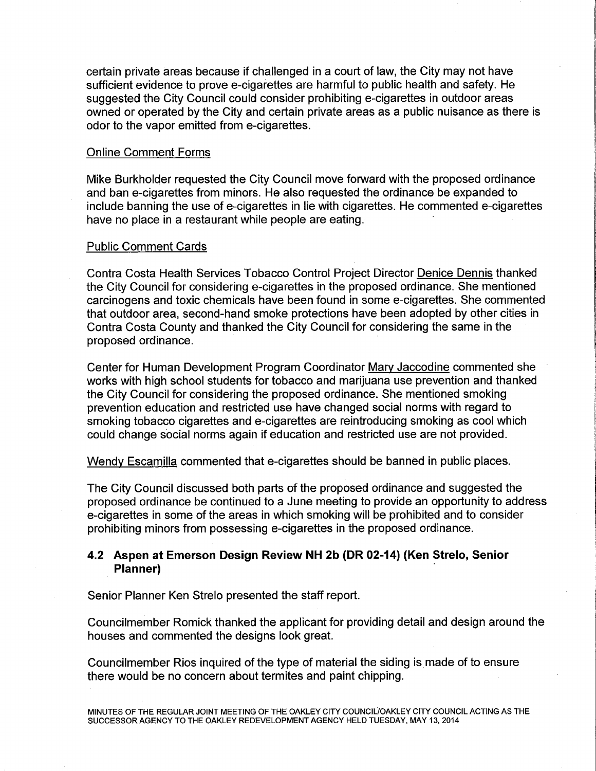certain private areas because if challenged in a court of law, the City may not have sufficient evidence to prove e-cigarettes are harmful to public health and safety. He suggested the City Council could consider prohibiting e-cigarettes in outdoor areas owned or operated by the City and certain private areas as a public nuisance as there is odor to the vapor emitted from e-cigarettes.

Online Comment Forms

Mike Burkholder requested the City Council move forward with the proposed ordinance and ban e-cigarettes from minors. He also requested the ordinance be expanded to include banning the use of e-cigarettes in lie with cigarettes. He commented e-cigarettes have no place in a restaurant while people are eating.

Public Comment Cards

Contra Costa Health Services Tobacco Control Project Director Denice Dennis thanked the City Council for considering e-cigarettes in the proposed ordinance. She mentioned carcinogens and toxic chemicals have been found in some e-cigarettes. She commented that outdoor area, second-hand smoke protections have been adopted by other cities in Contra Costa County and thanked the City Council for considering the same in the proposed ordinance.

Center for Human Development Program Coordinator Mary Jaccodine commented she works with high school students for tobacco and marijuana use prevention and thanked the City Council for considering the proposed ordinance. She mentioned smoking prevention education and restricted use have changed social norms with regard to smoking tobacco cigarettes and e-cigarettes are reintroducing smoking as cool which could change social norms again if education and restricted use are not provided.

Wendy Escamilla commented that e-cigarettes should be banned in public places.

The City Council discussed both parts of the proposed ordinance and suggested the proposed ordinance be continued to a June meeting to provide an opportunity to address e-cigarettes in some of the areas in which smoking will be prohibited and to consider prohibiting minors from possessing e-cigarettes in the proposed ordinance.

### 4.2 Aspen at Emerson Design Review NH 2b (DR 02-14) (Ken Strelo, Senior Planner)

Senior Planner Ken Strelo presented the staff report.

Councilmember Romick thanked the applicant for providing detail and design around the houses and commented the designs look great.

Councilmember Rios inquired of the type of material the siding is made of to ensure there would be no concern about termites and paint chipping.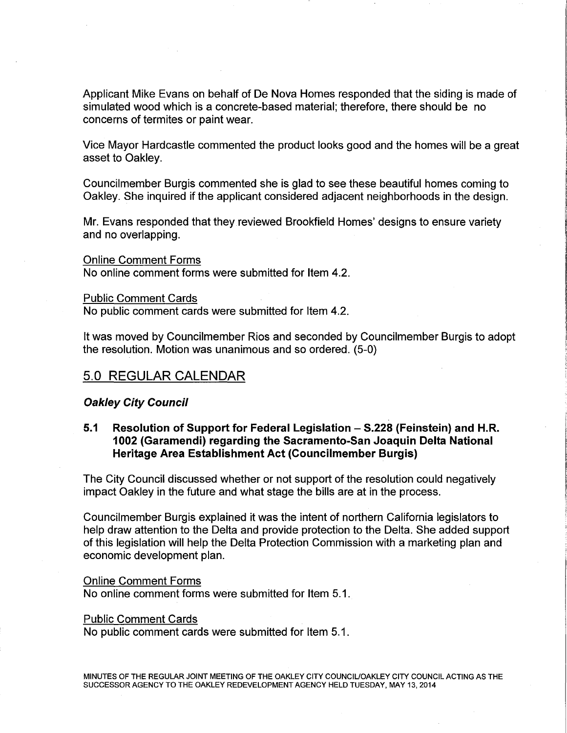Applicant Mike Evans on behalf of De Nova Homes responded that the siding is made of simulated wood which is a concrete-based material; therefore, there should be no concerns of termites or paint wear.

Vice Mayor Hardcastle commented the product looks good and the homes will be a great asset to Oakley.

Councilmember Burgis commented she is glad to see these beautiful homes coming to Oakley. She inquired if the applicant considered adjacent neighborhoods in the design.

Mr. Evans responded that they reviewed Brookfield Homes' designs to ensure variety and no overlapping.

Online Comment Forms
No online comment forms were submitted for Item 4.2.

Public Comment Cards
No public comment cards were submitted for Item 4.2.

It was moved by Councilmember Rios and seconded by Councilmember Burgis to adopt the resolution. Motion was unanimous and so ordered. (5-0)

## 5.0 REGULAR CALENDAR

***Oakley City Council***

### 5.1 Resolution of Support for Federal Legislation – S.228 (Feinstein) and H.R. 1002 (Garamendi) regarding the Sacramento-San Joaquin Delta National Heritage Area Establishment Act (Councilmember Burgis)

The City Council discussed whether or not support of the resolution could negatively impact Oakley in the future and what stage the bills are at in the process.

Councilmember Burgis explained it was the intent of northern California legislators to help draw attention to the Delta and provide protection to the Delta. She added support of this legislation will help the Delta Protection Commission with a marketing plan and economic development plan.

Online Comment Forms
No online comment forms were submitted for Item 5.1.

Public Comment Cards
No public comment cards were submitted for Item 5.1.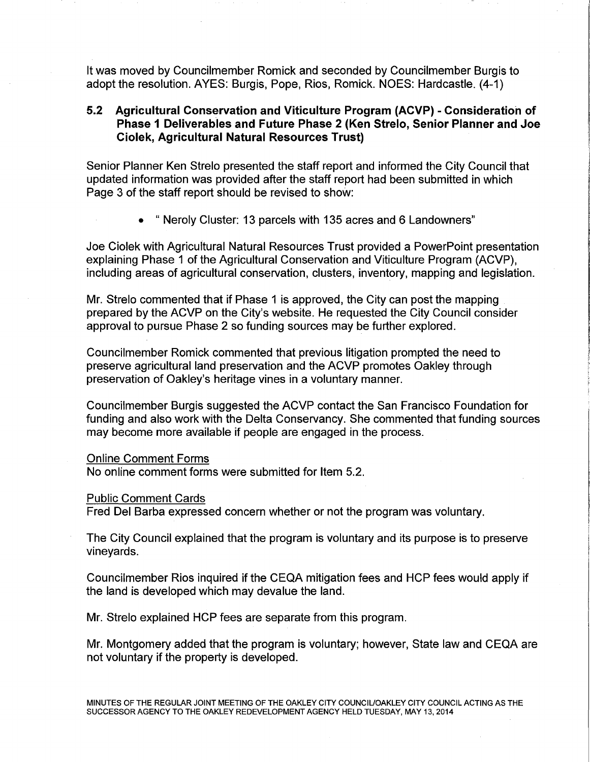It was moved by Councilmember Romick and seconded by Councilmember Burgis to adopt the resolution. AYES: Burgis, Pope, Rios, Romick. NOES: Hardcastle. (4-1)

### 5.2 Agricultural Conservation and Viticulture Program (ACVP) - Consideration of Phase 1 Deliverables and Future Phase 2 (Ken Strelo, Senior Planner and Joe Ciolek, Agricultural Natural Resources Trust)

Senior Planner Ken Strelo presented the staff report and informed the City Council that updated information was provided after the staff report had been submitted in which Page 3 of the staff report should be revised to show:

- " Neroly Cluster: 13 parcels with 135 acres and 6 Landowners"

Joe Ciolek with Agricultural Natural Resources Trust provided a PowerPoint presentation explaining Phase 1 of the Agricultural Conservation and Viticulture Program (ACVP), including areas of agricultural conservation, clusters, inventory, mapping and legislation.

Mr. Strelo commented that if Phase 1 is approved, the City can post the mapping prepared by the ACVP on the City's website. He requested the City Council consider approval to pursue Phase 2 so funding sources may be further explored.

Councilmember Romick commented that previous litigation prompted the need to preserve agricultural land preservation and the ACVP promotes Oakley through preservation of Oakley's heritage vines in a voluntary manner.

Councilmember Burgis suggested the ACVP contact the San Francisco Foundation for funding and also work with the Delta Conservancy. She commented that funding sources may become more available if people are engaged in the process.

Online Comment Forms
No online comment forms were submitted for Item 5.2.

Public Comment Cards
Fred Del Barba expressed concern whether or not the program was voluntary.

The City Council explained that the program is voluntary and its purpose is to preserve vineyards.

Councilmember Rios inquired if the CEQA mitigation fees and HCP fees would apply if the land is developed which may devalue the land.

Mr. Strelo explained HCP fees are separate from this program.

Mr. Montgomery added that the program is voluntary; however, State law and CEQA are not voluntary if the property is developed.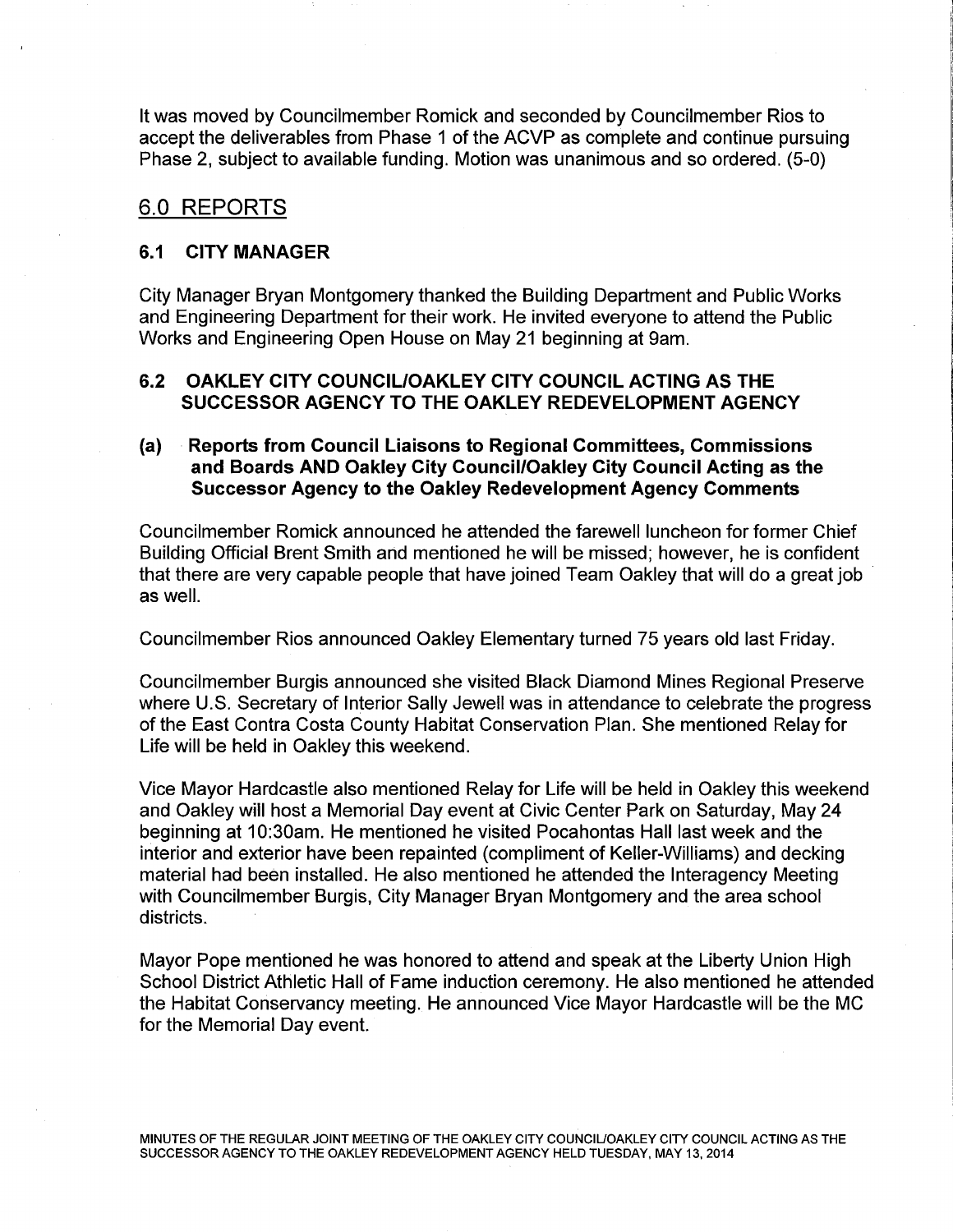It was moved by Councilmember Romick and seconded by Councilmember Rios to accept the deliverables from Phase 1 of the ACVP as complete and continue pursuing Phase 2, subject to available funding. Motion was unanimous and so ordered. (5-0)

## 6.0 REPORTS

### 6.1 CITY MANAGER

City Manager Bryan Montgomery thanked the Building Department and Public Works and Engineering Department for their work. He invited everyone to attend the Public Works and Engineering Open House on May 21 beginning at 9am.

### 6.2 OAKLEY CITY COUNCIL/OAKLEY CITY COUNCIL ACTING AS THE SUCCESSOR AGENCY TO THE OAKLEY REDEVELOPMENT AGENCY

#### (a) Reports from Council Liaisons to Regional Committees, Commissions and Boards AND Oakley City Council/Oakley City Council Acting as the Successor Agency to the Oakley Redevelopment Agency Comments

Councilmember Romick announced he attended the farewell luncheon for former Chief Building Official Brent Smith and mentioned he will be missed; however, he is confident that there are very capable people that have joined Team Oakley that will do a great job as well.

Councilmember Rios announced Oakley Elementary turned 75 years old last Friday.

Councilmember Burgis announced she visited Black Diamond Mines Regional Preserve where U.S. Secretary of Interior Sally Jewell was in attendance to celebrate the progress of the East Contra Costa County Habitat Conservation Plan. She mentioned Relay for Life will be held in Oakley this weekend.

Vice Mayor Hardcastle also mentioned Relay for Life will be held in Oakley this weekend and Oakley will host a Memorial Day event at Civic Center Park on Saturday, May 24 beginning at 10:30am. He mentioned he visited Pocahontas Hall last week and the interior and exterior have been repainted (compliment of Keller-Williams) and decking material had been installed. He also mentioned he attended the Interagency Meeting with Councilmember Burgis, City Manager Bryan Montgomery and the area school districts.

Mayor Pope mentioned he was honored to attend and speak at the Liberty Union High School District Athletic Hall of Fame induction ceremony. He also mentioned he attended the Habitat Conservancy meeting. He announced Vice Mayor Hardcastle will be the MC for the Memorial Day event.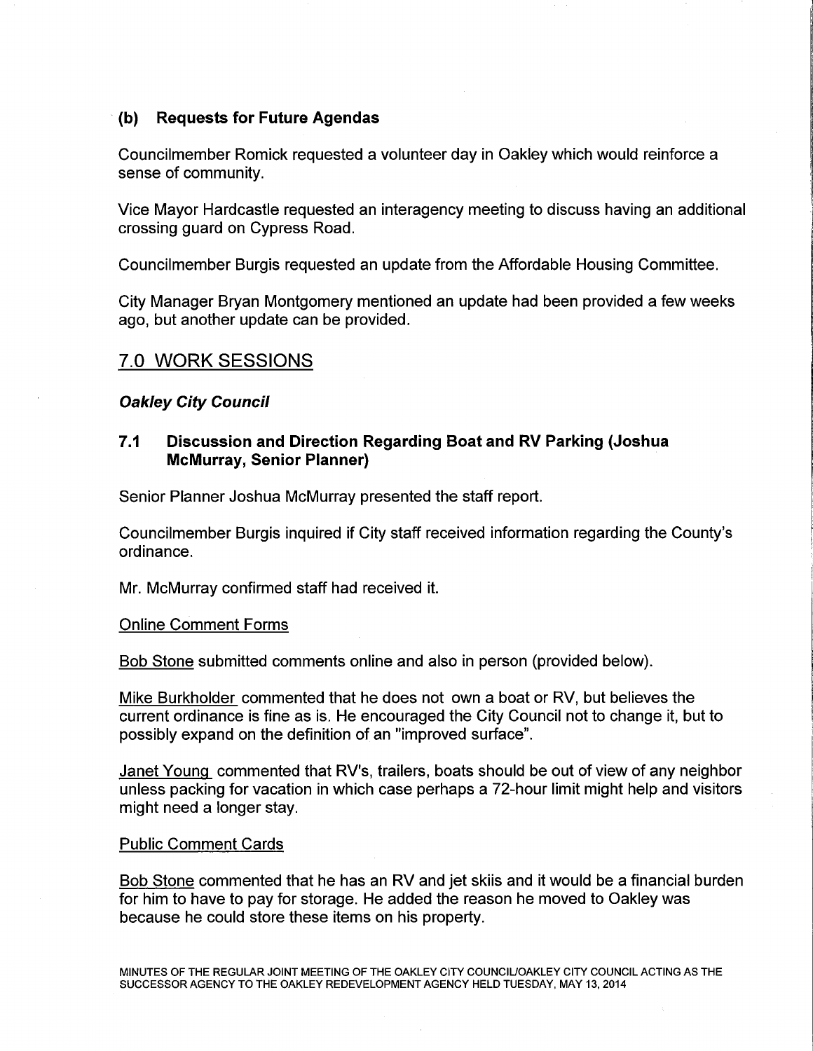### (b) Requests for Future Agendas

Councilmember Romick requested a volunteer day in Oakley which would reinforce a sense of community.

Vice Mayor Hardcastle requested an interagency meeting to discuss having an additional crossing guard on Cypress Road.

Councilmember Burgis requested an update from the Affordable Housing Committee.

City Manager Bryan Montgomery mentioned an update had been provided a few weeks ago, but another update can be provided.

## 7.0 WORK SESSIONS

***Oakley City Council***

### 7.1 Discussion and Direction Regarding Boat and RV Parking (Joshua McMurray, Senior Planner)

Senior Planner Joshua McMurray presented the staff report.

Councilmember Burgis inquired if City staff received information regarding the County's ordinance.

Mr. McMurray confirmed staff had received it.

Online Comment Forms

Bob Stone submitted comments online and also in person (provided below).

Mike Burkholder commented that he does not own a boat or RV, but believes the current ordinance is fine as is. He encouraged the City Council not to change it, but to possibly expand on the definition of an "improved surface".

Janet Young commented that RV's, trailers, boats should be out of view of any neighbor unless packing for vacation in which case perhaps a 72-hour limit might help and visitors might need a longer stay.

Public Comment Cards

Bob Stone commented that he has an RV and jet skiis and it would be a financial burden for him to have to pay for storage. He added the reason he moved to Oakley was because he could store these items on his property.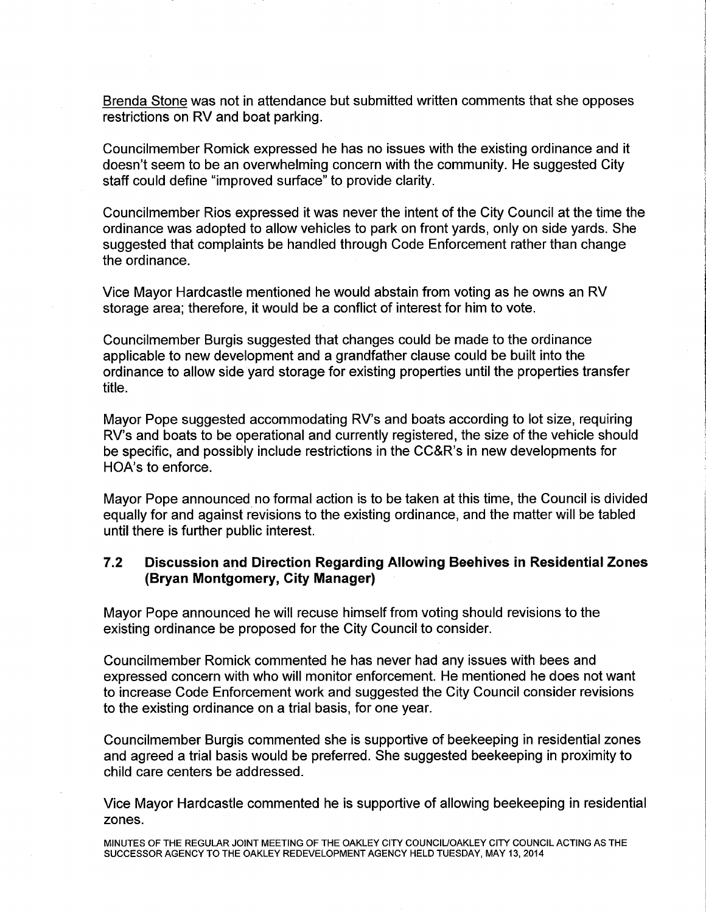Brenda Stone was not in attendance but submitted written comments that she opposes restrictions on RV and boat parking.

Councilmember Romick expressed he has no issues with the existing ordinance and it doesn't seem to be an overwhelming concern with the community. He suggested City staff could define "improved surface" to provide clarity.

Councilmember Rios expressed it was never the intent of the City Council at the time the ordinance was adopted to allow vehicles to park on front yards, only on side yards. She suggested that complaints be handled through Code Enforcement rather than change the ordinance.

Vice Mayor Hardcastle mentioned he would abstain from voting as he owns an RV storage area; therefore, it would be a conflict of interest for him to vote.

Councilmember Burgis suggested that changes could be made to the ordinance applicable to new development and a grandfather clause could be built into the ordinance to allow side yard storage for existing properties until the properties transfer title.

Mayor Pope suggested accommodating RV's and boats according to lot size, requiring RV's and boats to be operational and currently registered, the size of the vehicle should be specific, and possibly include restrictions in the CC&R's in new developments for HOA's to enforce.

Mayor Pope announced no formal action is to be taken at this time, the Council is divided equally for and against revisions to the existing ordinance, and the matter will be tabled until there is further public interest.

### 7.2 Discussion and Direction Regarding Allowing Beehives in Residential Zones (Bryan Montgomery, City Manager)

Mayor Pope announced he will recuse himself from voting should revisions to the existing ordinance be proposed for the City Council to consider.

Councilmember Romick commented he has never had any issues with bees and expressed concern with who will monitor enforcement. He mentioned he does not want to increase Code Enforcement work and suggested the City Council consider revisions to the existing ordinance on a trial basis, for one year.

Councilmember Burgis commented she is supportive of beekeeping in residential zones and agreed a trial basis would be preferred. She suggested beekeeping in proximity to child care centers be addressed.

Vice Mayor Hardcastle commented he is supportive of allowing beekeeping in residential zones.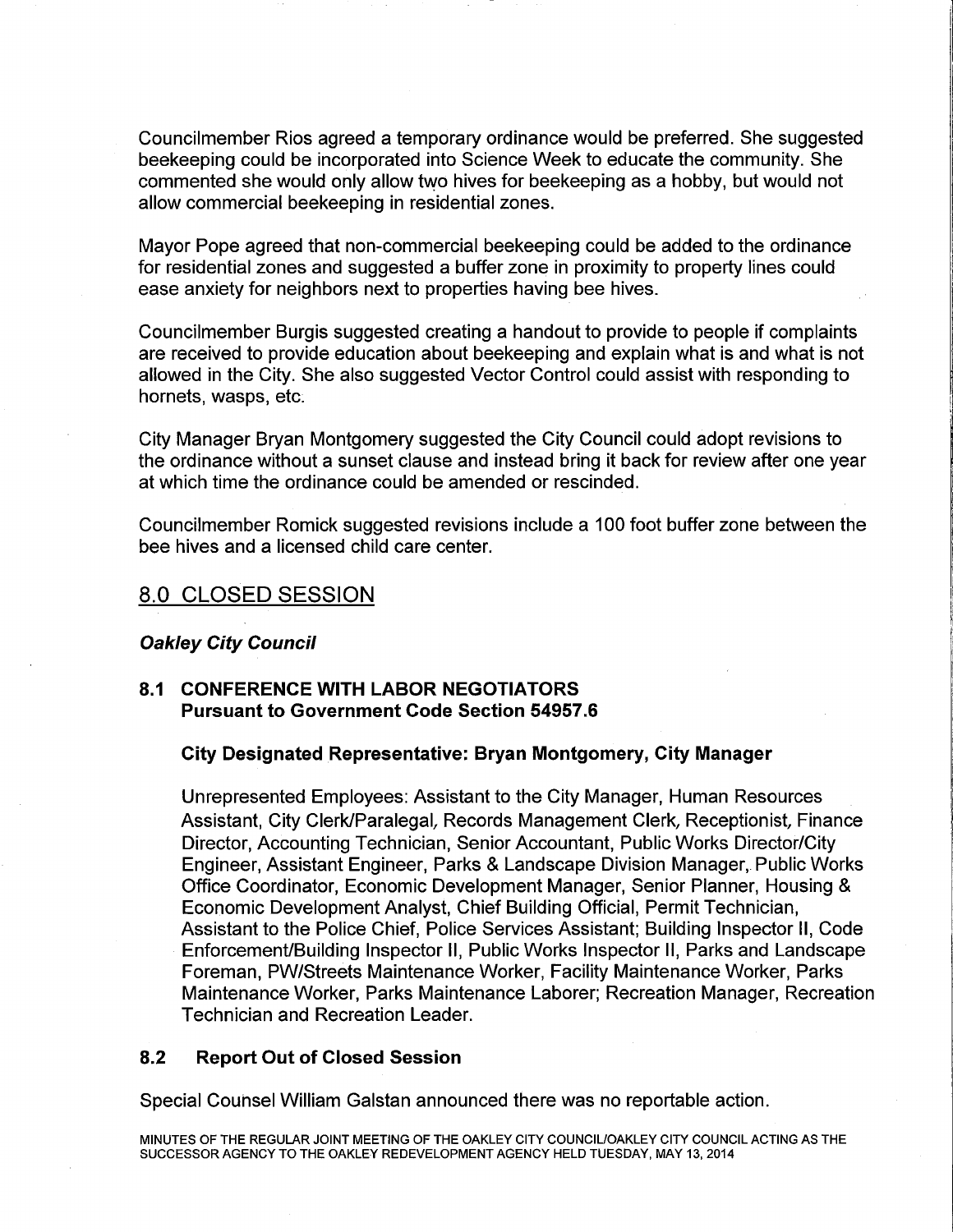Councilmember Rios agreed a temporary ordinance would be preferred. She suggested beekeeping could be incorporated into Science Week to educate the community. She commented she would only allow two hives for beekeeping as a hobby, but would not allow commercial beekeeping in residential zones.

Mayor Pope agreed that non-commercial beekeeping could be added to the ordinance for residential zones and suggested a buffer zone in proximity to property lines could ease anxiety for neighbors next to properties having bee hives.

Councilmember Burgis suggested creating a handout to provide to people if complaints are received to provide education about beekeeping and explain what is and what is not allowed in the City. She also suggested Vector Control could assist with responding to hornets, wasps, etc.

City Manager Bryan Montgomery suggested the City Council could adopt revisions to the ordinance without a sunset clause and instead bring it back for review after one year at which time the ordinance could be amended or rescinded.

Councilmember Romick suggested revisions include a 100 foot buffer zone between the bee hives and a licensed child care center.

## 8.0 CLOSED SESSION

***Oakley City Council***

### 8.1 CONFERENCE WITH LABOR NEGOTIATORS Pursuant to Government Code Section 54957.6

**City Designated Representative: Bryan Montgomery, City Manager**

Unrepresented Employees: Assistant to the City Manager, Human Resources Assistant, City Clerk/Paralegal, Records Management Clerk, Receptionist, Finance Director, Accounting Technician, Senior Accountant, Public Works Director/City Engineer, Assistant Engineer, Parks & Landscape Division Manager, Public Works Office Coordinator, Economic Development Manager, Senior Planner, Housing & Economic Development Analyst, Chief Building Official, Permit Technician, Assistant to the Police Chief, Police Services Assistant; Building Inspector II, Code Enforcement/Building Inspector II, Public Works Inspector II, Parks and Landscape Foreman, PW/Streets Maintenance Worker, Facility Maintenance Worker, Parks Maintenance Worker, Parks Maintenance Laborer; Recreation Manager, Recreation Technician and Recreation Leader.

### 8.2 Report Out of Closed Session

Special Counsel William Galstan announced there was no reportable action.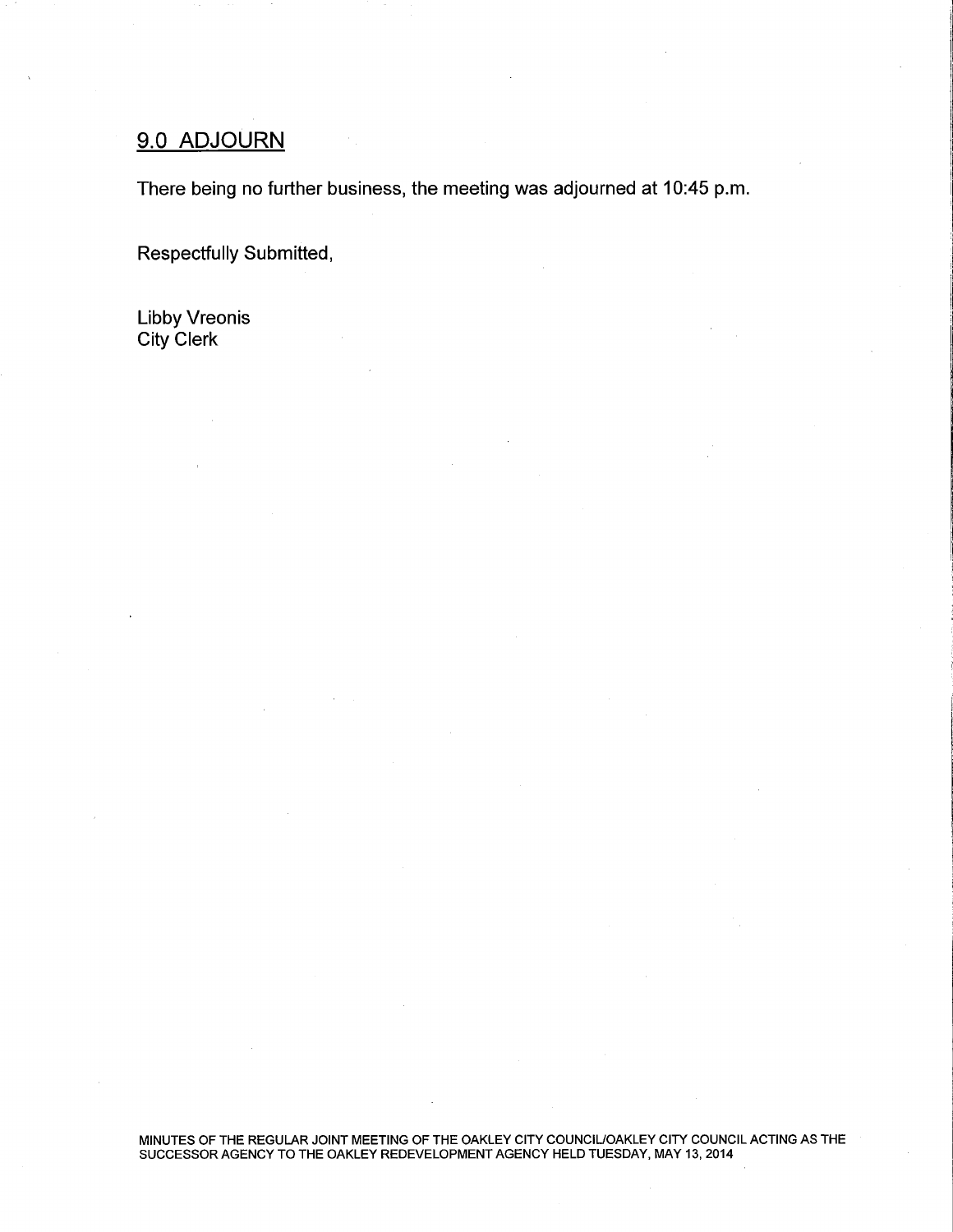## 9.0 ADJOURN

There being no further business, the meeting was adjourned at 10:45 p.m.

Respectfully Submitted,

Libby Vreonis
City Clerk